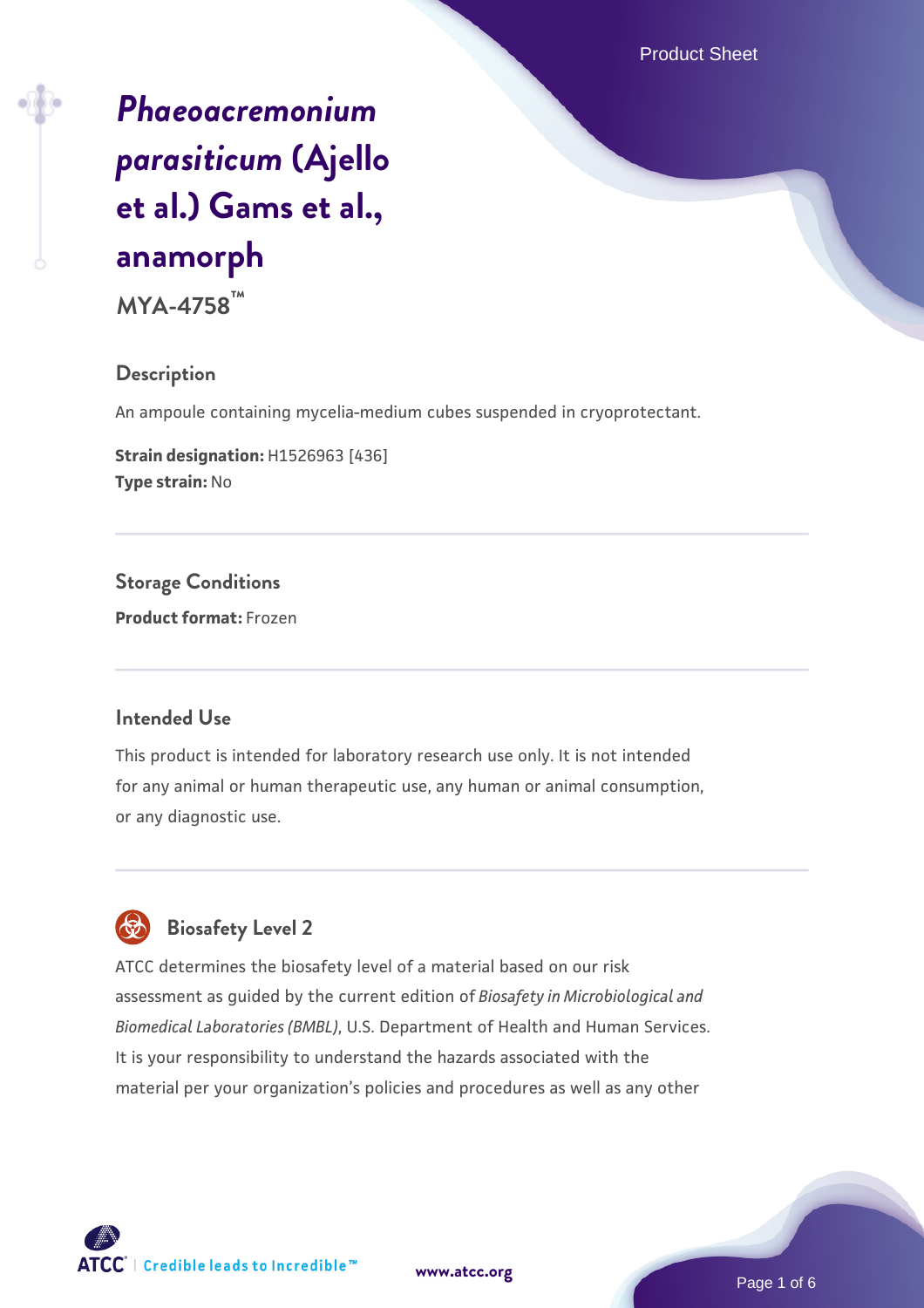# *Phaeoacremonium parasiticum* (Ajello et al.) Gams et al., anamorph

**MYA-4758™**

## Description

An ampoule containing mycelia-medium cubes suspended in cryoprotectant.

**Strain designation:** H1526963 [436]
**Type strain:** No

## Storage Conditions

**Product format:** Frozen

## Intended Use

This product is intended for laboratory research use only. It is not intended for any animal or human therapeutic use, any human or animal consumption, or any diagnostic use.

## Biosafety Level 2

ATCC determines the biosafety level of a material based on our risk assessment as guided by the current edition of *Biosafety in Microbiological and Biomedical Laboratories (BMBL)*, U.S. Department of Health and Human Services. It is your responsibility to understand the hazards associated with the material per your organization's policies and procedures as well as any other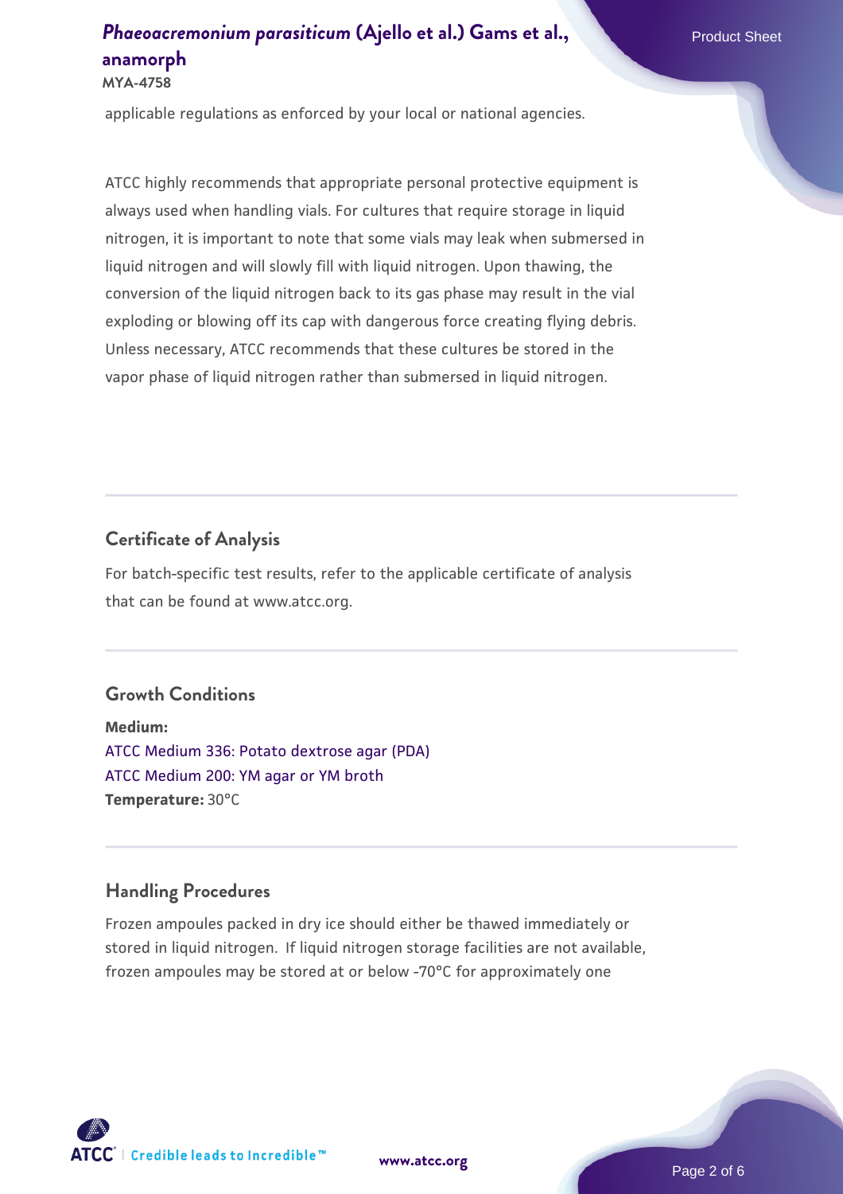applicable regulations as enforced by your local or national agencies.

ATCC highly recommends that appropriate personal protective equipment is always used when handling vials. For cultures that require storage in liquid nitrogen, it is important to note that some vials may leak when submersed in liquid nitrogen and will slowly fill with liquid nitrogen. Upon thawing, the conversion of the liquid nitrogen back to its gas phase may result in the vial exploding or blowing off its cap with dangerous force creating flying debris. Unless necessary, ATCC recommends that these cultures be stored in the vapor phase of liquid nitrogen rather than submersed in liquid nitrogen.

## Certificate of Analysis

For batch-specific test results, refer to the applicable certificate of analysis that can be found at www.atcc.org.

## Growth Conditions

**Medium:**
ATCC Medium 336: Potato dextrose agar (PDA)
ATCC Medium 200: YM agar or YM broth
**Temperature:** 30°C

## Handling Procedures

Frozen ampoules packed in dry ice should either be thawed immediately or stored in liquid nitrogen. If liquid nitrogen storage facilities are not available, frozen ampoules may be stored at or below -70°C for approximately one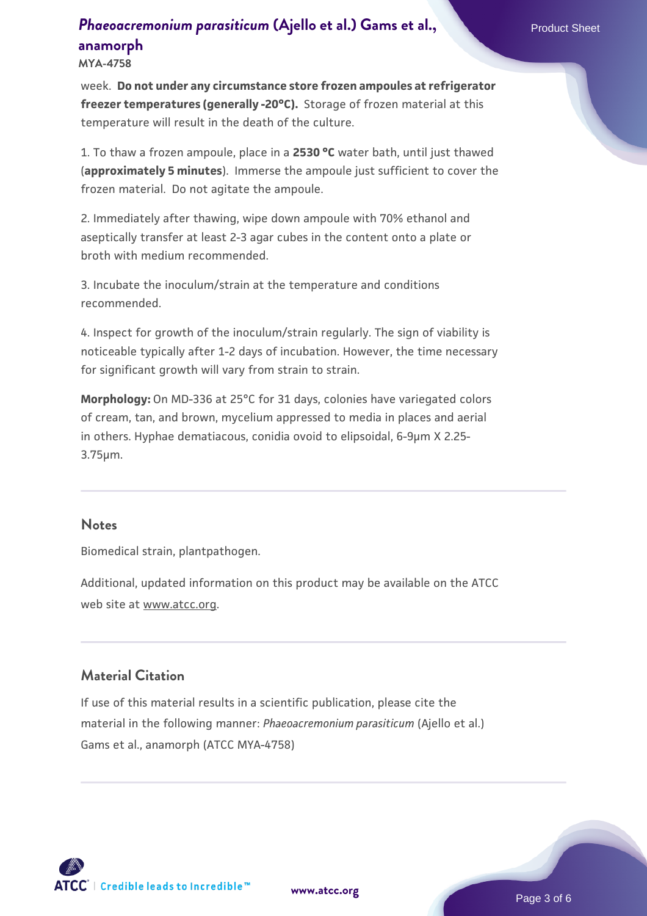week. **Do not under any circumstance store frozen ampoules at refrigerator freezer temperatures (generally -20°C).** Storage of frozen material at this temperature will result in the death of the culture.

1. To thaw a frozen ampoule, place in a **2530 °C** water bath, until just thawed (**approximately 5 minutes**). Immerse the ampoule just sufficient to cover the frozen material. Do not agitate the ampoule.

2. Immediately after thawing, wipe down ampoule with 70% ethanol and aseptically transfer at least 2-3 agar cubes in the content onto a plate or broth with medium recommended.

3. Incubate the inoculum/strain at the temperature and conditions recommended.

4. Inspect for growth of the inoculum/strain regularly. The sign of viability is noticeable typically after 1-2 days of incubation. However, the time necessary for significant growth will vary from strain to strain.

**Morphology:** On MD-336 at 25°C for 31 days, colonies have variegated colors of cream, tan, and brown, mycelium appressed to media in places and aerial in others. Hyphae dematiacous, conidia ovoid to elipsoidal, 6-9µm X 2.25-3.75µm.

## Notes

Biomedical strain, plantpathogen.

Additional, updated information on this product may be available on the ATCC web site at www.atcc.org.

## Material Citation

If use of this material results in a scientific publication, please cite the material in the following manner: *Phaeoacremonium parasiticum* (Ajello et al.) Gams et al., anamorph (ATCC MYA-4758)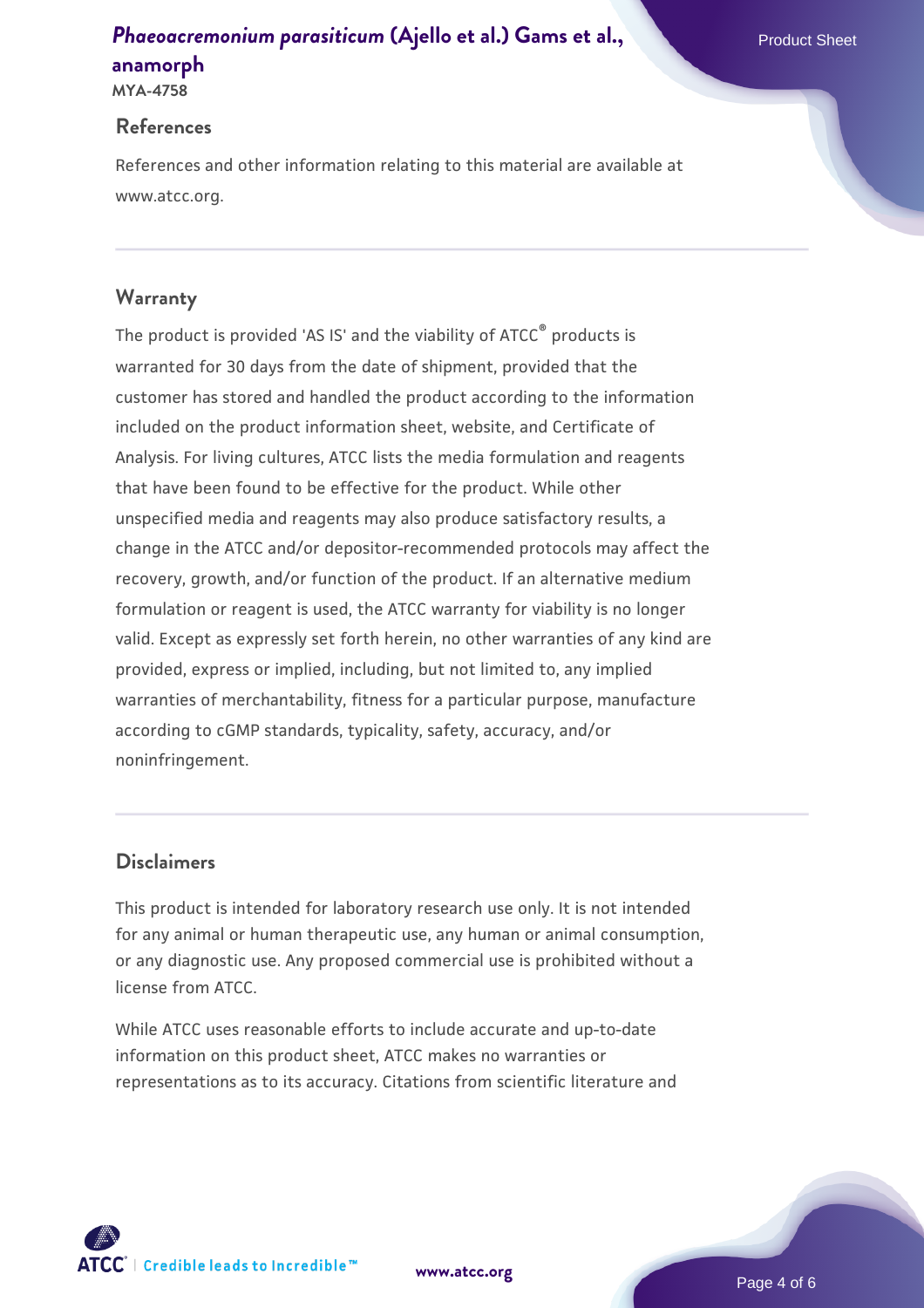## References

References and other information relating to this material are available at www.atcc.org.

## Warranty

The product is provided 'AS IS' and the viability of ATCC® products is warranted for 30 days from the date of shipment, provided that the customer has stored and handled the product according to the information included on the product information sheet, website, and Certificate of Analysis. For living cultures, ATCC lists the media formulation and reagents that have been found to be effective for the product. While other unspecified media and reagents may also produce satisfactory results, a change in the ATCC and/or depositor-recommended protocols may affect the recovery, growth, and/or function of the product. If an alternative medium formulation or reagent is used, the ATCC warranty for viability is no longer valid. Except as expressly set forth herein, no other warranties of any kind are provided, express or implied, including, but not limited to, any implied warranties of merchantability, fitness for a particular purpose, manufacture according to cGMP standards, typicality, safety, accuracy, and/or noninfringement.

## Disclaimers

This product is intended for laboratory research use only. It is not intended for any animal or human therapeutic use, any human or animal consumption, or any diagnostic use. Any proposed commercial use is prohibited without a license from ATCC.

While ATCC uses reasonable efforts to include accurate and up-to-date information on this product sheet, ATCC makes no warranties or representations as to its accuracy. Citations from scientific literature and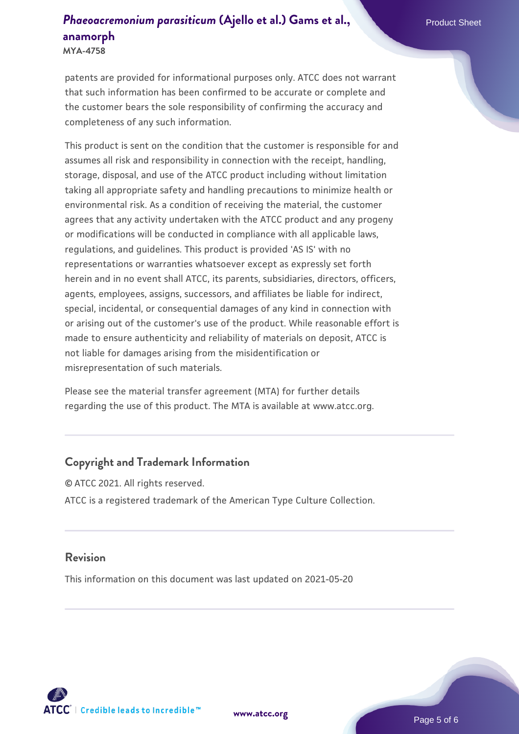patents are provided for informational purposes only. ATCC does not warrant that such information has been confirmed to be accurate or complete and the customer bears the sole responsibility of confirming the accuracy and completeness of any such information.

This product is sent on the condition that the customer is responsible for and assumes all risk and responsibility in connection with the receipt, handling, storage, disposal, and use of the ATCC product including without limitation taking all appropriate safety and handling precautions to minimize health or environmental risk. As a condition of receiving the material, the customer agrees that any activity undertaken with the ATCC product and any progeny or modifications will be conducted in compliance with all applicable laws, regulations, and guidelines. This product is provided 'AS IS' with no representations or warranties whatsoever except as expressly set forth herein and in no event shall ATCC, its parents, subsidiaries, directors, officers, agents, employees, assigns, successors, and affiliates be liable for indirect, special, incidental, or consequential damages of any kind in connection with or arising out of the customer's use of the product. While reasonable effort is made to ensure authenticity and reliability of materials on deposit, ATCC is not liable for damages arising from the misidentification or misrepresentation of such materials.

Please see the material transfer agreement (MTA) for further details regarding the use of this product. The MTA is available at www.atcc.org.

## Copyright and Trademark Information

© ATCC 2021. All rights reserved.

ATCC is a registered trademark of the American Type Culture Collection.

## Revision

This information on this document was last updated on 2021-05-20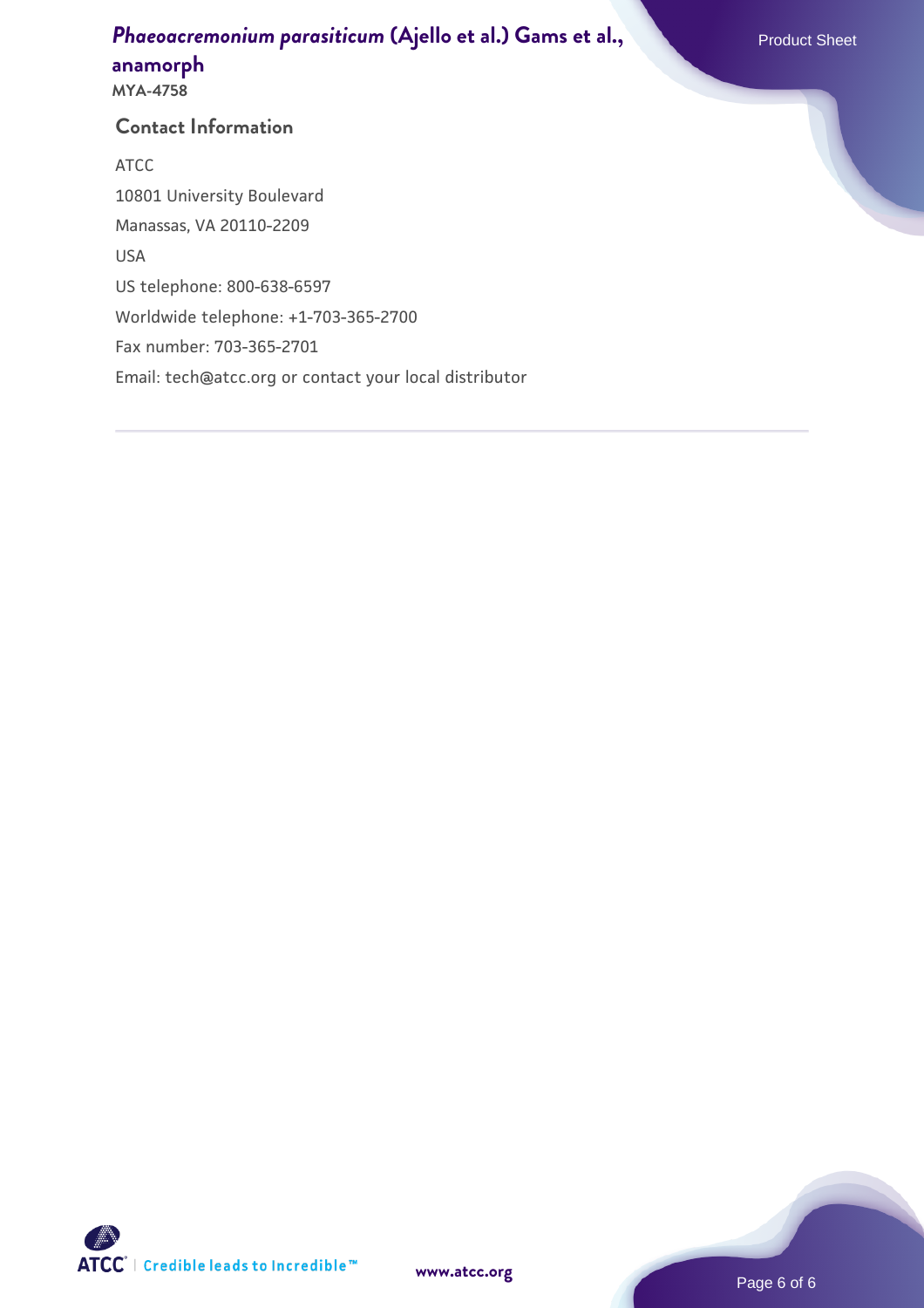## Contact Information

ATCC

10801 University Boulevard

Manassas, VA 20110-2209

USA

US telephone: 800-638-6597

Worldwide telephone: +1-703-365-2700

Fax number: 703-365-2701

Email: tech@atcc.org or contact your local distributor